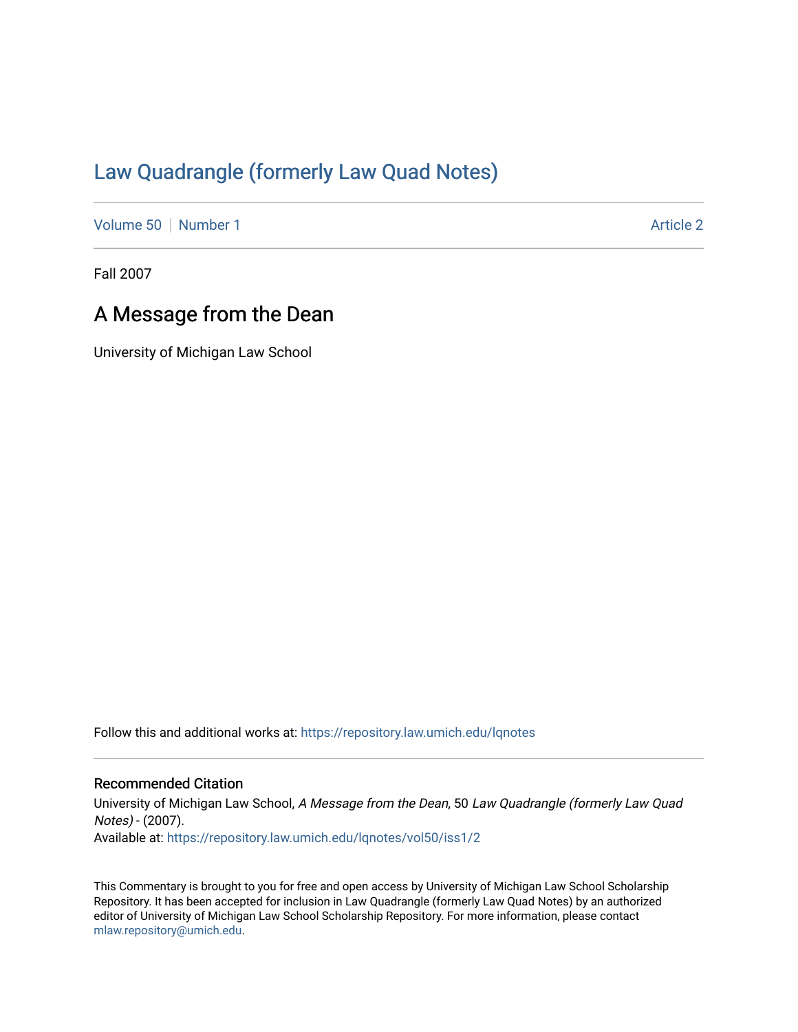# Law Quadrangle (formerly Law Quad Notes)

Volume 50 | Number 1 | Article 2

Fall 2007

## A Message from the Dean

University of Michigan Law School

Follow this and additional works at: https://repository.law.umich.edu/lqnotes

### Recommended Citation

University of Michigan Law School, *A Message from the Dean*, 50 *Law Quadrangle (formerly Law Quad Notes)* - (2007).

Available at: https://repository.law.umich.edu/lqnotes/vol50/iss1/2

This Commentary is brought to you for free and open access by University of Michigan Law School Scholarship Repository. It has been accepted for inclusion in Law Quadrangle (formerly Law Quad Notes) by an authorized editor of University of Michigan Law School Scholarship Repository. For more information, please contact mlaw.repository@umich.edu.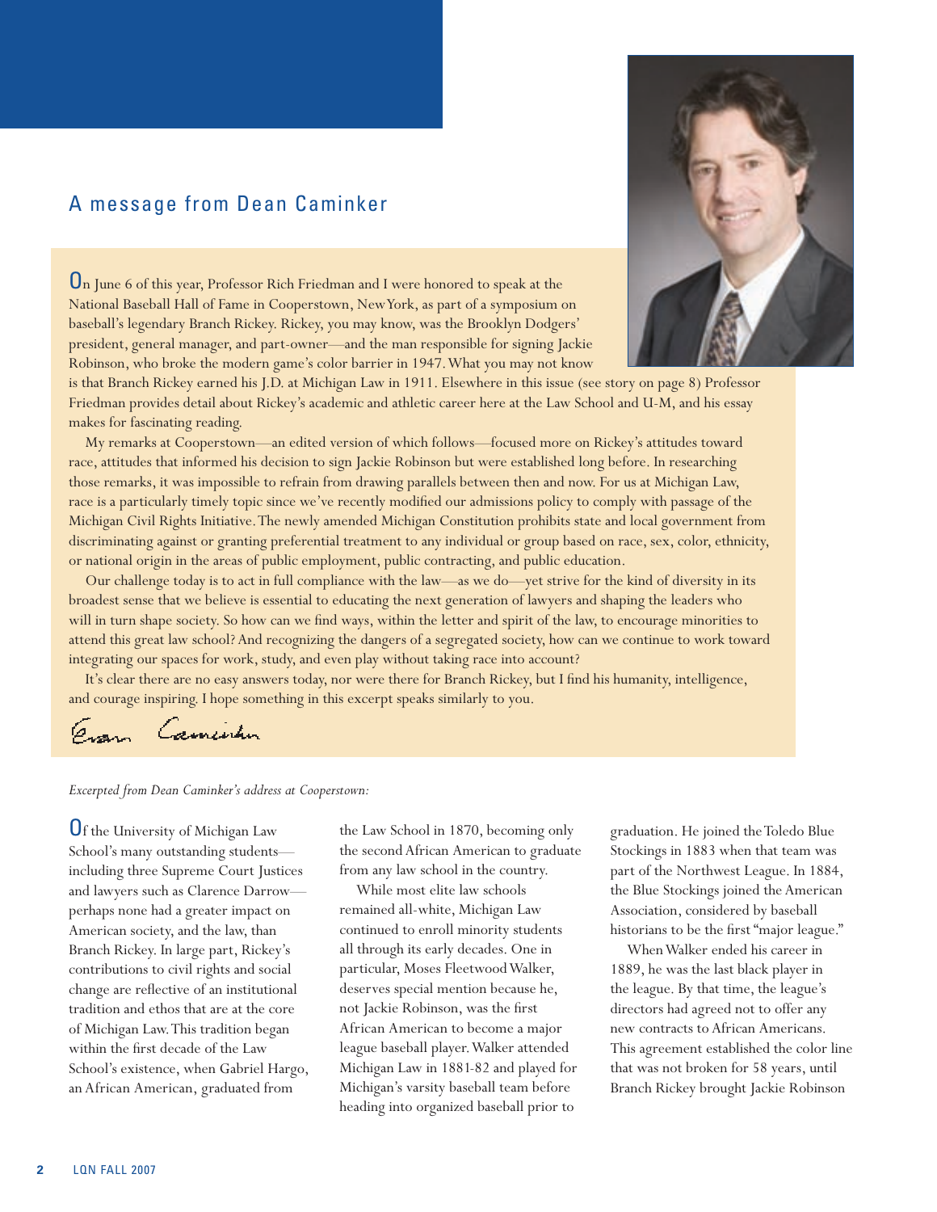## A message from Dean Caminker

On June 6 of this year, Professor Rich Friedman and I were honored to speak at the National Baseball Hall of Fame in Cooperstown, New York, as part of a symposium on baseball's legendary Branch Rickey. Rickey, you may know, was the Brooklyn Dodgers' president, general manager, and part-owner—and the man responsible for signing Jackie Robinson, who broke the modern game's color barrier in 1947. What you may not know is that Branch Rickey earned his J.D. at Michigan Law in 1911. Elsewhere in this issue (see story on page 8) Professor Friedman provides detail about Rickey's academic and athletic career here at the Law School and U-M, and his essay makes for fascinating reading.

My remarks at Cooperstown—an edited version of which follows—focused more on Rickey's attitudes toward race, attitudes that informed his decision to sign Jackie Robinson but were established long before. In researching those remarks, it was impossible to refrain from drawing parallels between then and now. For us at Michigan Law, race is a particularly timely topic since we've recently modified our admissions policy to comply with passage of the Michigan Civil Rights Initiative. The newly amended Michigan Constitution prohibits state and local government from discriminating against or granting preferential treatment to any individual or group based on race, sex, color, ethnicity, or national origin in the areas of public employment, public contracting, and public education.

Our challenge today is to act in full compliance with the law—as we do—yet strive for the kind of diversity in its broadest sense that we believe is essential to educating the next generation of lawyers and shaping the leaders who will in turn shape society. So how can we find ways, within the letter and spirit of the law, to encourage minorities to attend this great law school? And recognizing the dangers of a segregated society, how can we continue to work toward integrating our spaces for work, study, and even play without taking race into account?

It's clear there are no easy answers today, nor were there for Branch Rickey, but I find his humanity, intelligence, and courage inspiring. I hope something in this excerpt speaks similarly to you.

Evan Caminker

*Excerpted from Dean Caminker's address at Cooperstown:*

Of the University of Michigan Law School's many outstanding students—including three Supreme Court Justices and lawyers such as Clarence Darrow—perhaps none had a greater impact on American society, and the law, than Branch Rickey. In large part, Rickey's contributions to civil rights and social change are reflective of an institutional tradition and ethos that are at the core of Michigan Law. This tradition began within the first decade of the Law School's existence, when Gabriel Hargo, an African American, graduated from the Law School in 1870, becoming only the second African American to graduate from any law school in the country.

While most elite law schools remained all-white, Michigan Law continued to enroll minority students all through its early decades. One in particular, Moses Fleetwood Walker, deserves special mention because he, not Jackie Robinson, was the first African American to become a major league baseball player. Walker attended Michigan Law in 1881-82 and played for Michigan's varsity baseball team before heading into organized baseball prior to graduation. He joined the Toledo Blue Stockings in 1883 when that team was part of the Northwest League. In 1884, the Blue Stockings joined the American Association, considered by baseball historians to be the first "major league."

When Walker ended his career in 1889, he was the last black player in the league. By that time, the league's directors had agreed not to offer any new contracts to African Americans. This agreement established the color line that was not broken for 58 years, until Branch Rickey brought Jackie Robinson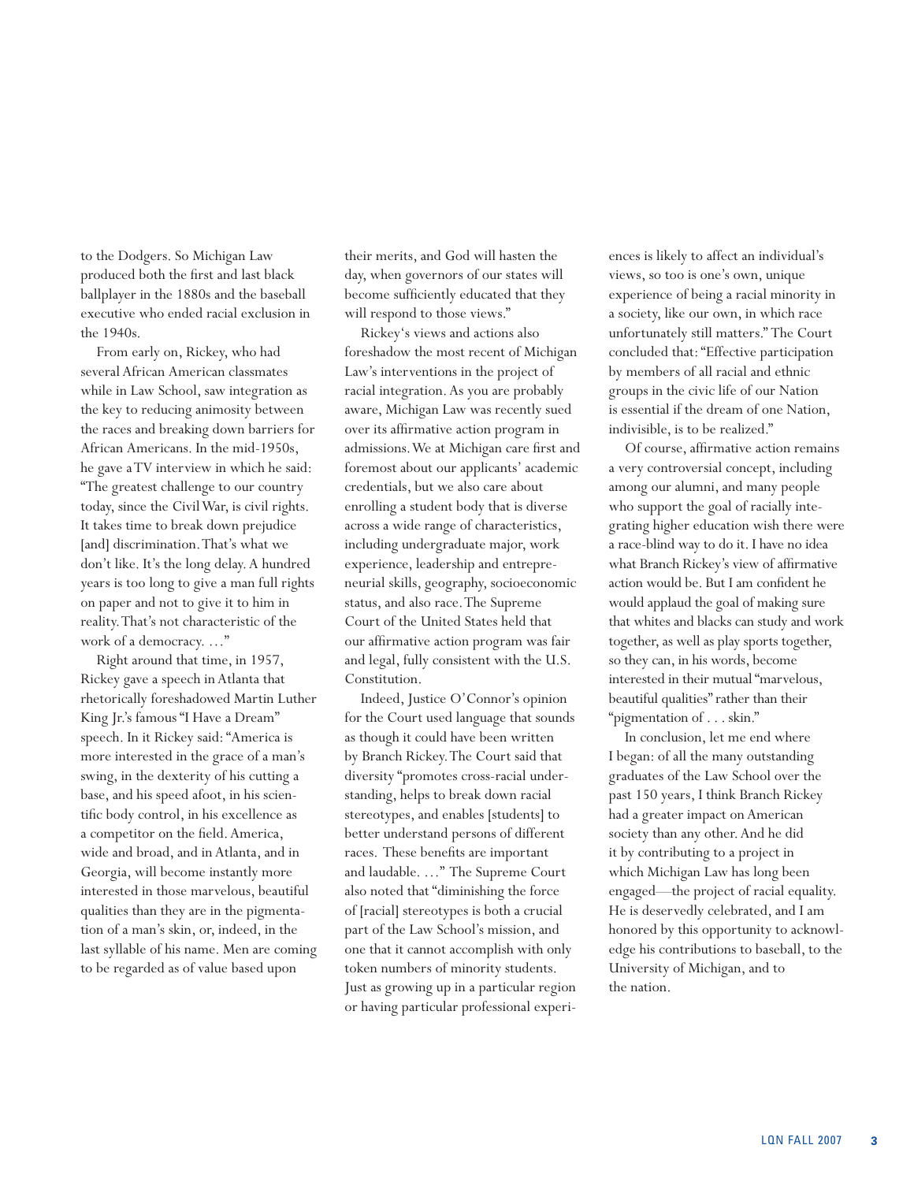to the Dodgers. So Michigan Law produced both the first and last black ballplayer in the 1880s and the baseball executive who ended racial exclusion in the 1940s.

From early on, Rickey, who had several African American classmates while in Law School, saw integration as the key to reducing animosity between the races and breaking down barriers for African Americans. In the mid-1950s, he gave a TV interview in which he said: "The greatest challenge to our country today, since the Civil War, is civil rights. It takes time to break down prejudice [and] discrimination. That's what we don't like. It's the long delay. A hundred years is too long to give a man full rights on paper and not to give it to him in reality. That's not characteristic of the work of a democracy. …"

Right around that time, in 1957, Rickey gave a speech in Atlanta that rhetorically foreshadowed Martin Luther King Jr.'s famous "I Have a Dream" speech. In it Rickey said: "America is more interested in the grace of a man's swing, in the dexterity of his cutting a base, and his speed afoot, in his scientific body control, in his excellence as a competitor on the field. America, wide and broad, and in Atlanta, and in Georgia, will become instantly more interested in those marvelous, beautiful qualities than they are in the pigmentation of a man's skin, or, indeed, in the last syllable of his name. Men are coming to be regarded as of value based upon their merits, and God will hasten the day, when governors of our states will become sufficiently educated that they will respond to those views."

Rickey's views and actions also foreshadow the most recent of Michigan Law's interventions in the project of racial integration. As you are probably aware, Michigan Law was recently sued over its affirmative action program in admissions. We at Michigan care first and foremost about our applicants' academic credentials, but we also care about enrolling a student body that is diverse across a wide range of characteristics, including undergraduate major, work experience, leadership and entrepreneurial skills, geography, socioeconomic status, and also race. The Supreme Court of the United States held that our affirmative action program was fair and legal, fully consistent with the U.S. Constitution.

Indeed, Justice O'Connor's opinion for the Court used language that sounds as though it could have been written by Branch Rickey. The Court said that diversity "promotes cross-racial understanding, helps to break down racial stereotypes, and enables [students] to better understand persons of different races. These benefits are important and laudable. …" The Supreme Court also noted that "diminishing the force of [racial] stereotypes is both a crucial part of the Law School's mission, and one that it cannot accomplish with only token numbers of minority students. Just as growing up in a particular region or having particular professional experiences is likely to affect an individual's views, so too is one's own, unique experience of being a racial minority in a society, like our own, in which race unfortunately still matters." The Court concluded that: "Effective participation by members of all racial and ethnic groups in the civic life of our Nation is essential if the dream of one Nation, indivisible, is to be realized."

Of course, affirmative action remains a very controversial concept, including among our alumni, and many people who support the goal of racially integrating higher education wish there were a race-blind way to do it. I have no idea what Branch Rickey's view of affirmative action would be. But I am confident he would applaud the goal of making sure that whites and blacks can study and work together, as well as play sports together, so they can, in his words, become interested in their mutual "marvelous, beautiful qualities" rather than their "pigmentation of . . . skin."

In conclusion, let me end where I began: of all the many outstanding graduates of the Law School over the past 150 years, I think Branch Rickey had a greater impact on American society than any other. And he did it by contributing to a project in which Michigan Law has long been engaged—the project of racial equality. He is deservedly celebrated, and I am honored by this opportunity to acknowledge his contributions to baseball, to the University of Michigan, and to the nation.